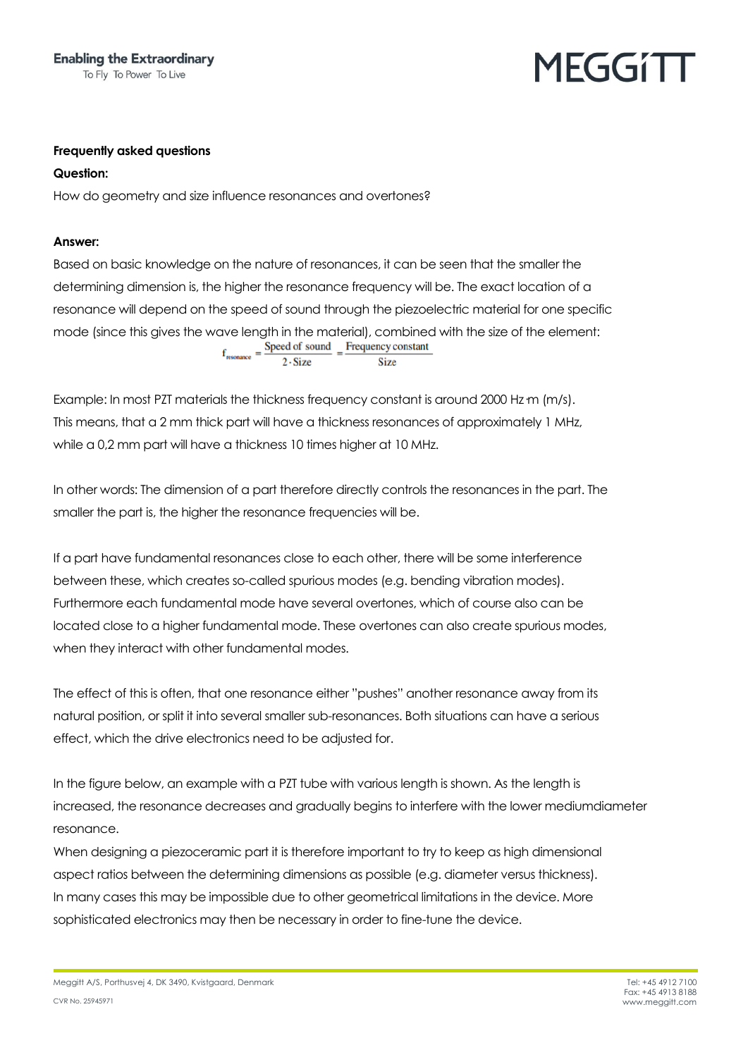**Frequently asked questions**

**Question:**

How do geometry and size influence resonances and overtones?

**Answer:**

Based on basic knowledge on the nature of resonances, it can be seen that the smaller the determining dimension is, the higher the resonance frequency will be. The exact location of a resonance will depend on the speed of sound through the piezoelectric material for one specific mode (since this gives the wave length in the material), combined with the size of the element:

$$f_{resonance} = \frac{\text{Speed of sound}}{2 \cdot \text{Size}} = \frac{\text{Frequency constant}}{\text{Size}}$$

Example: In most PZT materials the thickness frequency constant is around 2000 Hz·m (m/s). This means, that a 2 mm thick part will have a thickness resonances of approximately 1 MHz, while a 0,2 mm part will have a thickness 10 times higher at 10 MHz.

In other words: The dimension of a part therefore directly controls the resonances in the part. The smaller the part is, the higher the resonance frequencies will be.

If a part have fundamental resonances close to each other, there will be some interference between these, which creates so-called spurious modes (e.g. bending vibration modes). Furthermore each fundamental mode have several overtones, which of course also can be located close to a higher fundamental mode. These overtones can also create spurious modes, when they interact with other fundamental modes.

The effect of this is often, that one resonance either "pushes" another resonance away from its natural position, or split it into several smaller sub-resonances. Both situations can have a serious effect, which the drive electronics need to be adjusted for.

In the figure below, an example with a PZT tube with various length is shown. As the length is increased, the resonance decreases and gradually begins to interfere with the lower mediumdiameter resonance.

When designing a piezoceramic part it is therefore important to try to keep as high dimensional aspect ratios between the determining dimensions as possible (e.g. diameter versus thickness). In many cases this may be impossible due to other geometrical limitations in the device. More sophisticated electronics may then be necessary in order to fine-tune the device.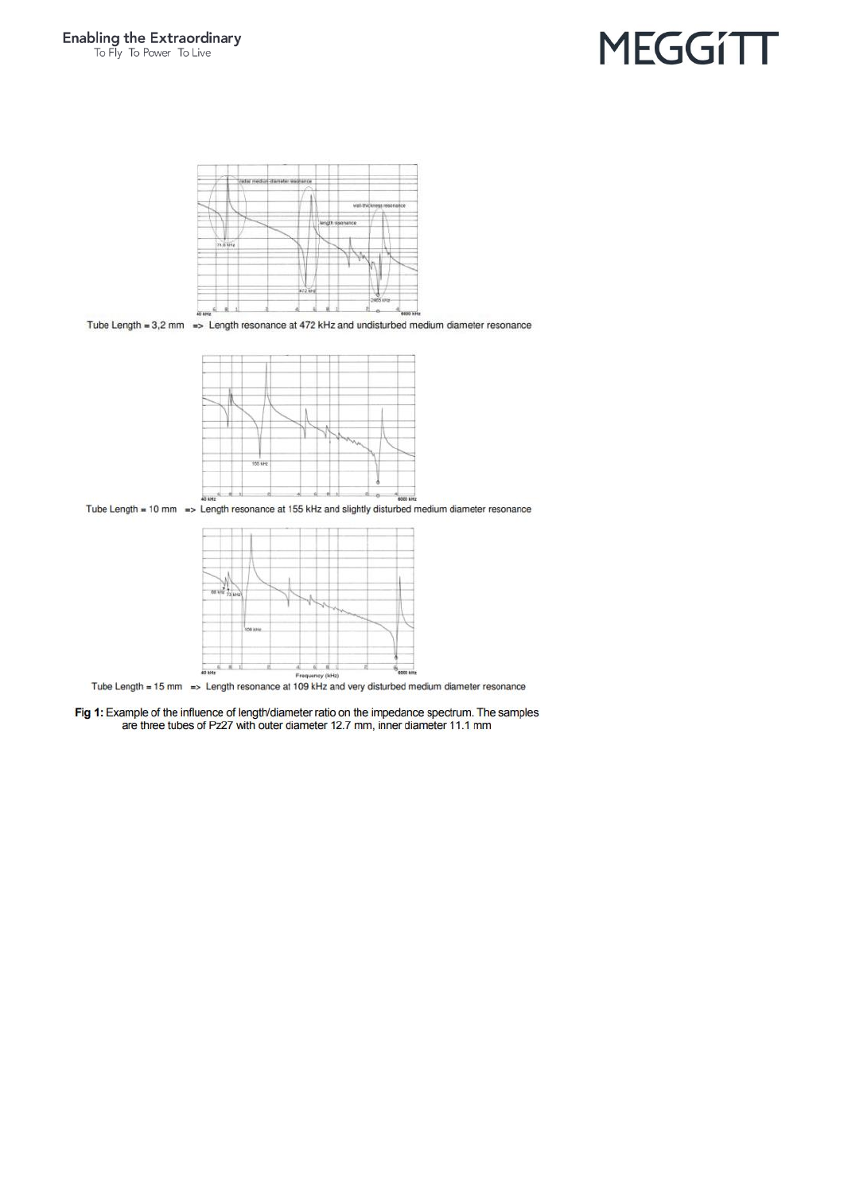radial medium-diameter resonance

wall thickness resonance

length resonance

71.9 kHz

472 kHz

2405 kHz

40 kHz

6000 kHz

Tube Length = 3,2 mm => Length resonance at 472 kHz and undisturbed medium diameter resonance

155 kHz

40 kHz

6000 kHz

Tube Length = 10 mm => Length resonance at 155 kHz and slightly disturbed medium diameter resonance

68 kHz

73 kHz

109 kHz

40 kHz

Frequency (kHz)

6000 kHz

Tube Length = 15 mm => Length resonance at 109 kHz and very disturbed medium diameter resonance

**Fig 1:** Example of the influence of length/diameter ratio on the impedance spectrum. The samples are three tubes of Pz27 with outer diameter 12.7 mm, inner diameter 11.1 mm